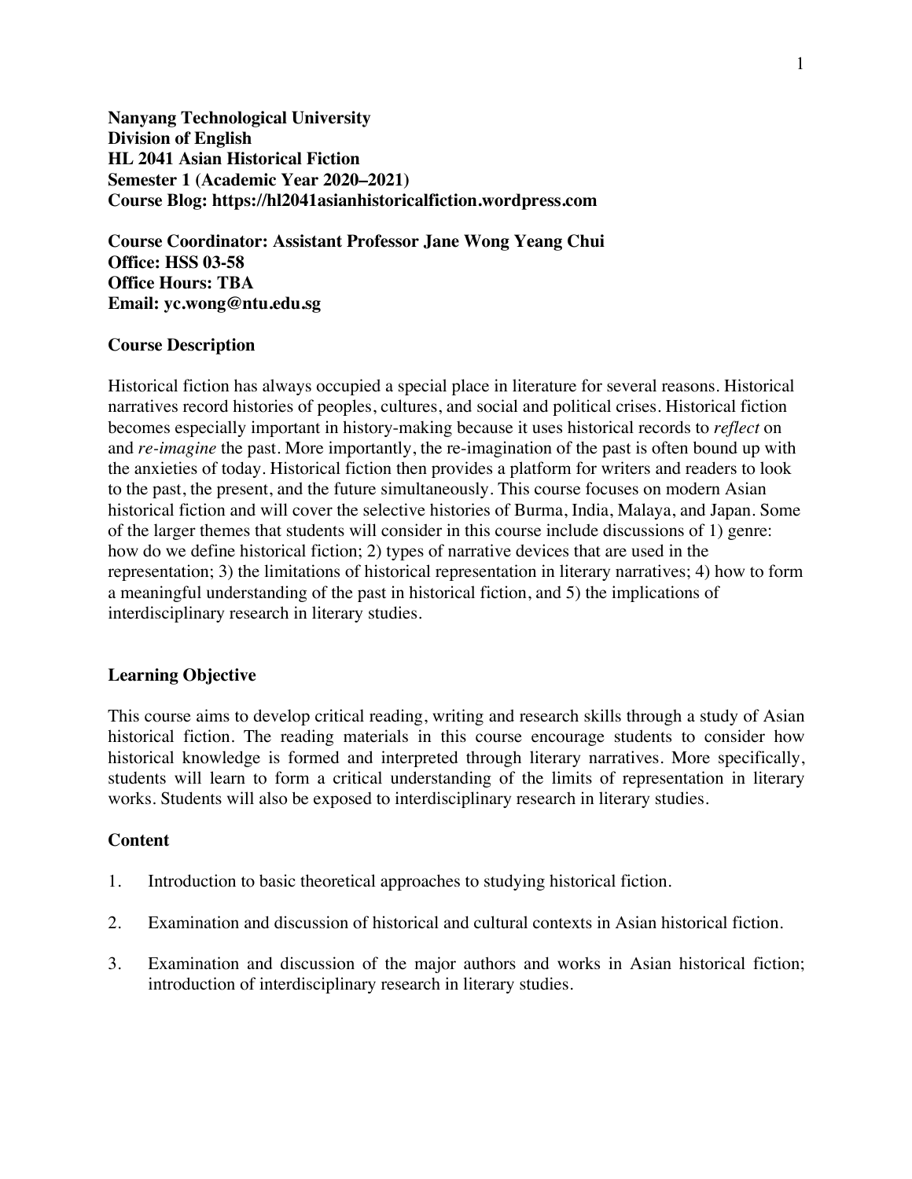**Nanyang Technological University**
**Division of English**
**HL 2041 Asian Historical Fiction**
**Semester 1 (Academic Year 2020–2021)**
**Course Blog: https://hl2041asianhistoricalfiction.wordpress.com**

**Course Coordinator: Assistant Professor Jane Wong Yeang Chui**
**Office: HSS 03-58**
**Office Hours: TBA**
**Email: yc.wong@ntu.edu.sg**

## Course Description

Historical fiction has always occupied a special place in literature for several reasons. Historical narratives record histories of peoples, cultures, and social and political crises. Historical fiction becomes especially important in history-making because it uses historical records to *reflect* on and *re-imagine* the past. More importantly, the re-imagination of the past is often bound up with the anxieties of today. Historical fiction then provides a platform for writers and readers to look to the past, the present, and the future simultaneously. This course focuses on modern Asian historical fiction and will cover the selective histories of Burma, India, Malaya, and Japan. Some of the larger themes that students will consider in this course include discussions of 1) genre: how do we define historical fiction; 2) types of narrative devices that are used in the representation; 3) the limitations of historical representation in literary narratives; 4) how to form a meaningful understanding of the past in historical fiction, and 5) the implications of interdisciplinary research in literary studies.

## Learning Objective

This course aims to develop critical reading, writing and research skills through a study of Asian historical fiction. The reading materials in this course encourage students to consider how historical knowledge is formed and interpreted through literary narratives. More specifically, students will learn to form a critical understanding of the limits of representation in literary works. Students will also be exposed to interdisciplinary research in literary studies.

## Content

1. Introduction to basic theoretical approaches to studying historical fiction.

2. Examination and discussion of historical and cultural contexts in Asian historical fiction.

3. Examination and discussion of the major authors and works in Asian historical fiction; introduction of interdisciplinary research in literary studies.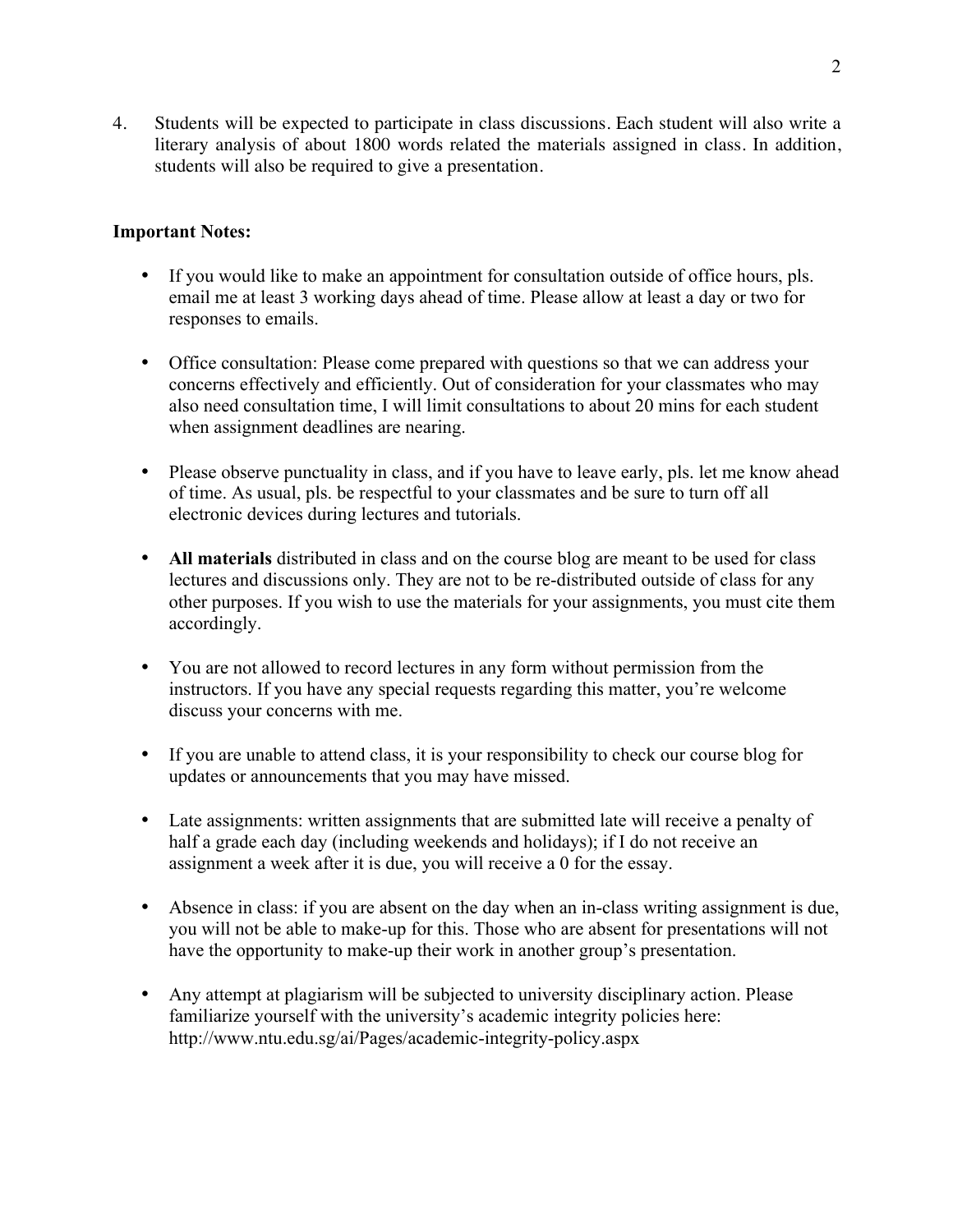4. Students will be expected to participate in class discussions. Each student will also write a literary analysis of about 1800 words related the materials assigned in class. In addition, students will also be required to give a presentation.

**Important Notes:**

- If you would like to make an appointment for consultation outside of office hours, pls. email me at least 3 working days ahead of time. Please allow at least a day or two for responses to emails.

- Office consultation: Please come prepared with questions so that we can address your concerns effectively and efficiently. Out of consideration for your classmates who may also need consultation time, I will limit consultations to about 20 mins for each student when assignment deadlines are nearing.

- Please observe punctuality in class, and if you have to leave early, pls. let me know ahead of time. As usual, pls. be respectful to your classmates and be sure to turn off all electronic devices during lectures and tutorials.

- **All materials** distributed in class and on the course blog are meant to be used for class lectures and discussions only. They are not to be re-distributed outside of class for any other purposes. If you wish to use the materials for your assignments, you must cite them accordingly.

- You are not allowed to record lectures in any form without permission from the instructors. If you have any special requests regarding this matter, you're welcome discuss your concerns with me.

- If you are unable to attend class, it is your responsibility to check our course blog for updates or announcements that you may have missed.

- Late assignments: written assignments that are submitted late will receive a penalty of half a grade each day (including weekends and holidays); if I do not receive an assignment a week after it is due, you will receive a 0 for the essay.

- Absence in class: if you are absent on the day when an in-class writing assignment is due, you will not be able to make-up for this. Those who are absent for presentations will not have the opportunity to make-up their work in another group's presentation.

- Any attempt at plagiarism will be subjected to university disciplinary action. Please familiarize yourself with the university's academic integrity policies here: http://www.ntu.edu.sg/ai/Pages/academic-integrity-policy.aspx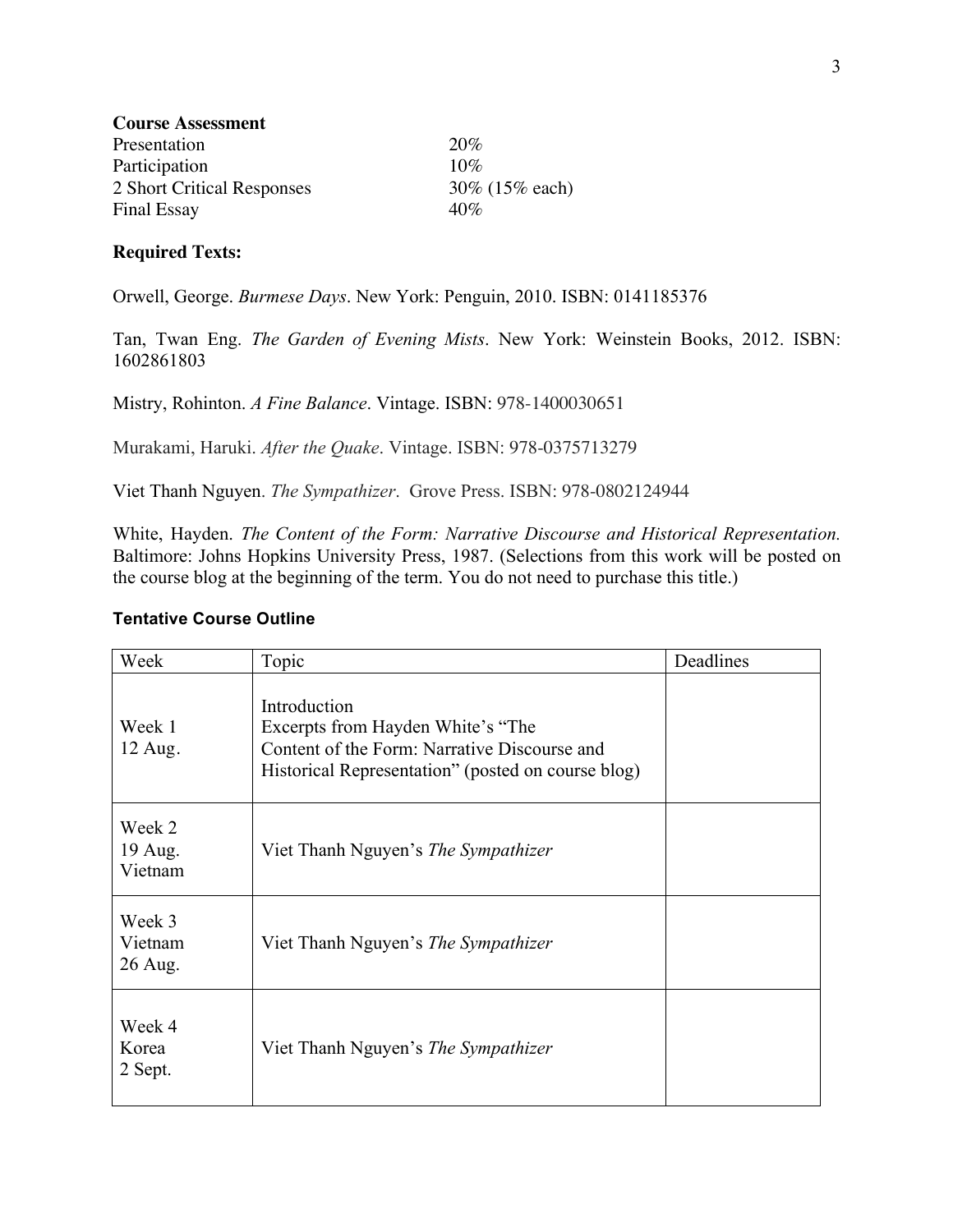**Course Assessment**

| | |
|---|---|
| Presentation | 20% |
| Participation | 10% |
| 2 Short Critical Responses | 30% (15% each) |
| Final Essay | 40% |

**Required Texts:**

Orwell, George. *Burmese Days*. New York: Penguin, 2010. ISBN: 0141185376

Tan, Twan Eng. *The Garden of Evening Mists*. New York: Weinstein Books, 2012. ISBN: 1602861803

Mistry, Rohinton. *A Fine Balance*. Vintage. ISBN: 978-1400030651

Murakami, Haruki. *After the Quake*. Vintage. ISBN: 978-0375713279

Viet Thanh Nguyen. *The Sympathizer*. Grove Press. ISBN: 978-0802124944

White, Hayden. *The Content of the Form: Narrative Discourse and Historical Representation.* Baltimore: Johns Hopkins University Press, 1987. (Selections from this work will be posted on the course blog at the beginning of the term. You do not need to purchase this title.)

**Tentative Course Outline**

| Week | Topic | Deadlines |
|---|---|---|
| Week 1<br>12 Aug. | Introduction<br>Excerpts from Hayden White's "The Content of the Form: Narrative Discourse and Historical Representation" (posted on course blog) | |
| Week 2<br>19 Aug.<br>Vietnam | Viet Thanh Nguyen's *The Sympathizer* | |
| Week 3<br>Vietnam<br>26 Aug. | Viet Thanh Nguyen's *The Sympathizer* | |
| Week 4<br>Korea<br>2 Sept. | Viet Thanh Nguyen's *The Sympathizer* | |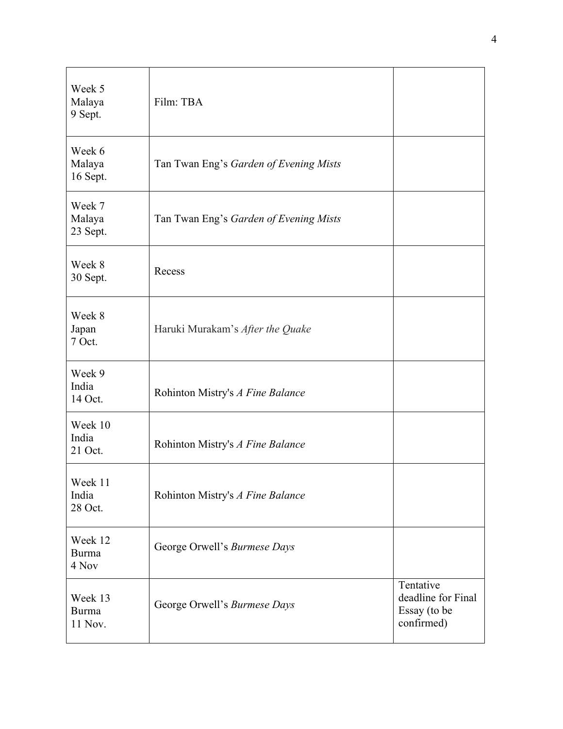| | | |
|---|---|---|
| Week 5<br>Malaya<br>9 Sept. | Film: TBA | |
| Week 6<br>Malaya<br>16 Sept. | Tan Twan Eng's *Garden of Evening Mists* | |
| Week 7<br>Malaya<br>23 Sept. | Tan Twan Eng's *Garden of Evening Mists* | |
| Week 8<br>30 Sept. | Recess | |
| Week 8<br>Japan<br>7 Oct. | Haruki Murakam's *After the Quake* | |
| Week 9<br>India<br>14 Oct. | Rohinton Mistry's *A Fine Balance* | |
| Week 10<br>India<br>21 Oct. | Rohinton Mistry's *A Fine Balance* | |
| Week 11<br>India<br>28 Oct. | Rohinton Mistry's *A Fine Balance* | |
| Week 12<br>Burma<br>4 Nov | George Orwell's *Burmese Days* | |
| Week 13<br>Burma<br>11 Nov. | George Orwell's *Burmese Days* | Tentative deadline for Final Essay (to be confirmed) |